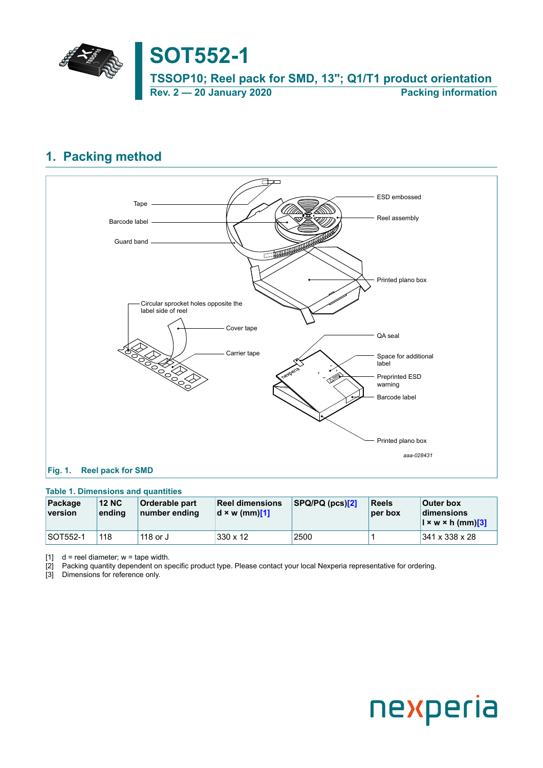# SOT552-1

## TSSOP10; Reel pack for SMD, 13"; Q1/T1 product orientation

Rev. 2 — 20 January 2020 Packing information

## 1. Packing method

Tape

Barcode label

Guard band

ESD embossed

Reel assembly

Printed plano box

Circular sprocket holes opposite the label side of reel

Cover tape

Carrier tape

QA seal

Space for additional label

Preprinted ESD warning

Barcode label

Printed plano box

aaa-028431

Fig. 1. Reel pack for SMD

**Table 1. Dimensions and quantities**

| Package version | 12 NC ending | Orderable part number ending | Reel dimensions d × w (mm)[1] | SPQ/PQ (pcs)[2] | Reels per box | Outer box dimensions l × w × h (mm)[3] |
|---|---|---|---|---|---|---|
| SOT552-1 | 118 | 118 or J | 330 x 12 | 2500 | 1 | 341 x 338 x 28 |

[1] d = reel diameter; w = tape width.
[2] Packing quantity dependent on specific product type. Please contact your local Nexperia representative for ordering.
[3] Dimensions for reference only.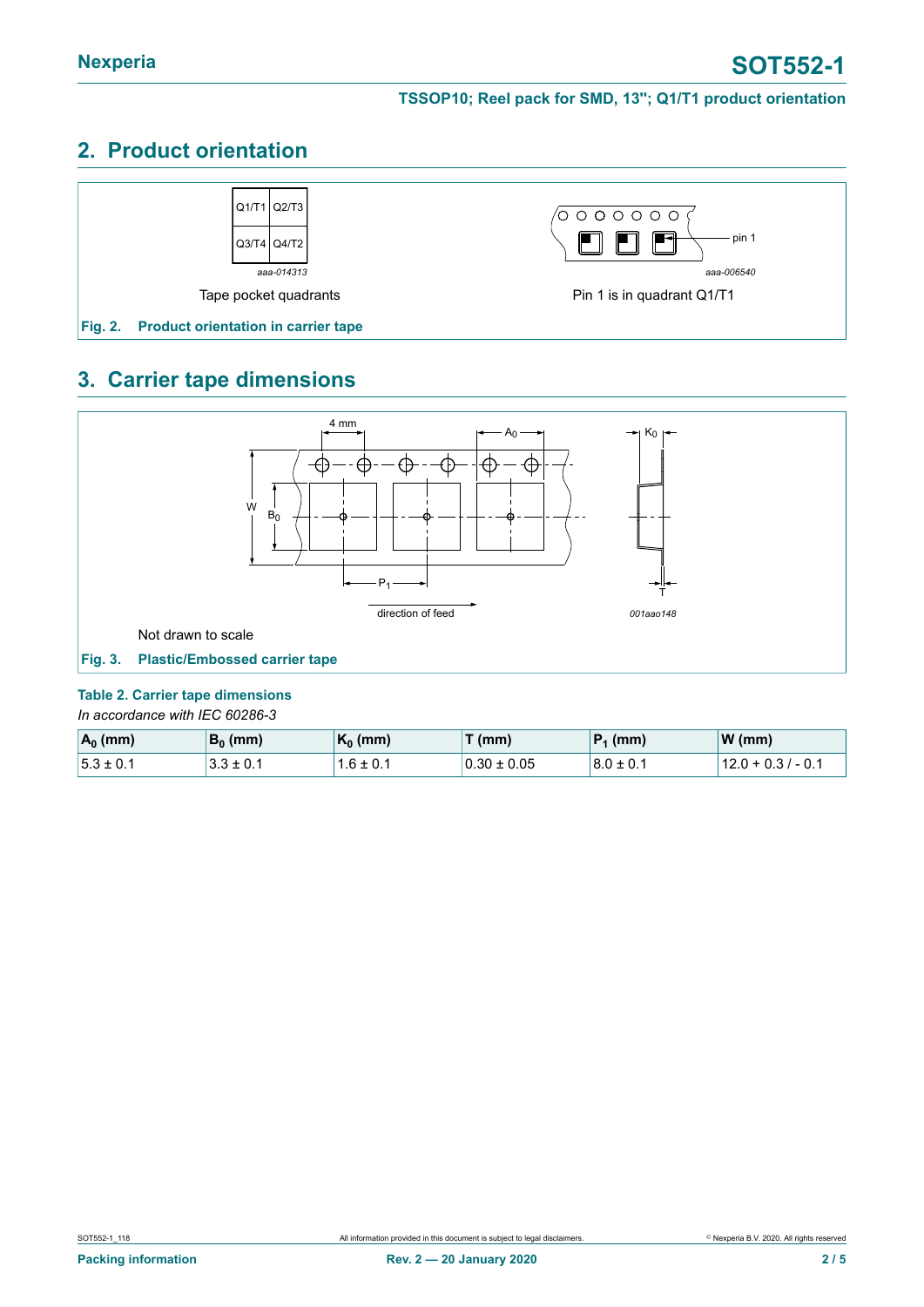## 2. Product orientation

Q1/T1 Q2/T3

Q3/T4 Q4/T2

aaa-014313

Tape pocket quadrants

pin 1

aaa-006540

Pin 1 is in quadrant Q1/T1

**Fig. 2. Product orientation in carrier tape**

## 3. Carrier tape dimensions

4 mm

$A_0$

$K_0$

W

$B_0$

$P_1$

T

direction of feed

001aao148

Not drawn to scale

**Fig. 3. Plastic/Embossed carrier tape**

**Table 2. Carrier tape dimensions**

*In accordance with IEC 60286-3*

| $A_0$ (mm) | $B_0$ (mm) | $K_0$ (mm) | T (mm) | $P_1$ (mm) | W (mm) |
|---|---|---|---|---|---|
| 5.3 ± 0.1 | 3.3 ± 0.1 | 1.6 ± 0.1 | 0.30 ± 0.05 | 8.0 ± 0.1 | 12.0 + 0.3 / - 0.1 |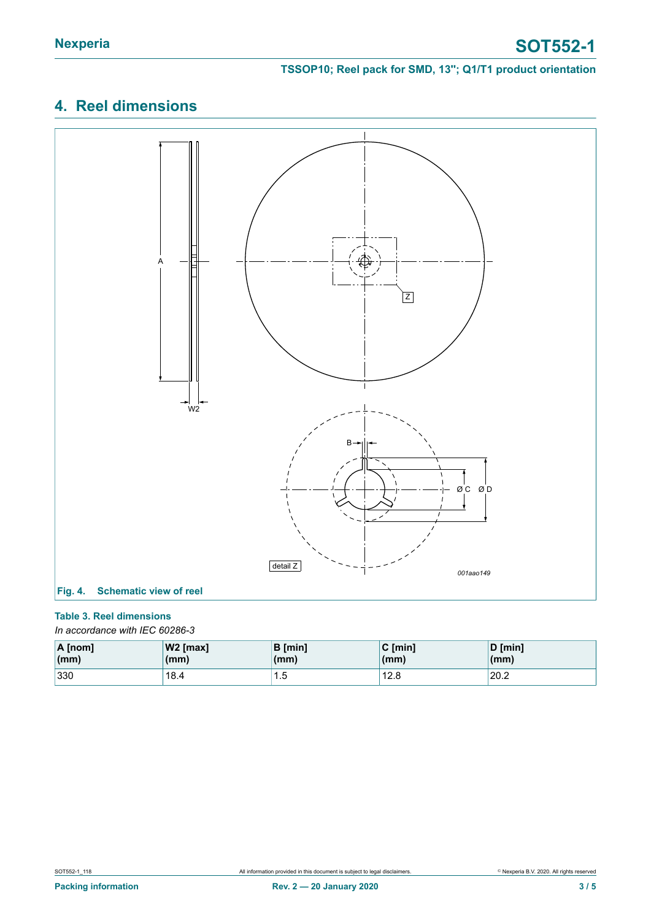## 4. Reel dimensions

A

W2

Z

B

Ø C

Ø D

detail Z

001aao149

**Fig. 4. Schematic view of reel**

**Table 3. Reel dimensions**

*In accordance with IEC 60286-3*

| A [nom] (mm) | W2 [max] (mm) | B [min] (mm) | C [min] (mm) | D [min] (mm) |
|---|---|---|---|---|
| 330 | 18.4 | 1.5 | 12.8 | 20.2 |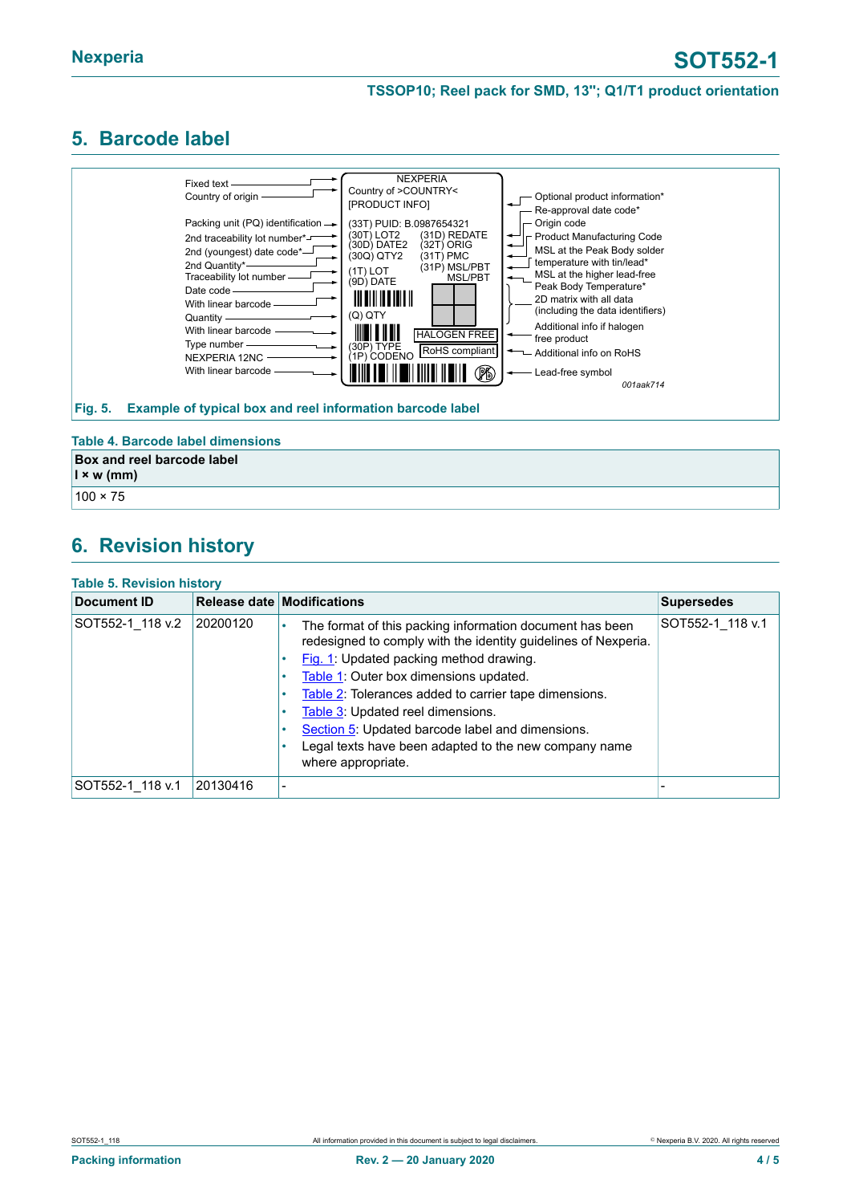## 5. Barcode label

Fixed text
Country of origin
Packing unit (PQ) identification
2nd traceability lot number*
2nd (youngest) date code*
2nd Quantity*
Traceability lot number
Date code
With linear barcode
Quantity
With linear barcode
Type number
NEXPERIA 12NC
With linear barcode

NEXPERIA
Country of >COUNTRY<
[PRODUCT INFO]
(33T) PUID: B.0987654321
(30T) LOT2
(30D) DATE2
(30Q) QTY2
(1T) LOT
(9D) DATE
(31D) REDATE
(32T) ORIG
(31T) PMC
(31P) MSL/PBT
MSL/PBT
(Q) QTY
HALOGEN FREE
(30P) TYPE
(1P) CODENO
RoHS compliant

Optional product information*
Re-approval date code*
Origin code
Product Manufacturing Code
MSL at the Peak Body solder temperature with tin/lead*
MSL at the higher lead-free Peak Body Temperature*
2D matrix with all data (including the data identifiers)
Additional info if halogen free product
Additional info on RoHS
Lead-free symbol

001aak714

**Fig. 5. Example of typical box and reel information barcode label**

**Table 4. Barcode label dimensions**

| Box and reel barcode label l × w (mm) |
|---|
| 100 × 75 |

## 6. Revision history

**Table 5. Revision history**

| Document ID | Release date | Modifications | Supersedes |
|---|---|---|---|
| SOT552-1_118 v.2 | 20200120 | • The format of this packing information document has been redesigned to comply with the identity guidelines of Nexperia. • Fig. 1: Updated packing method drawing. • Table 1: Outer box dimensions updated. • Table 2: Tolerances added to carrier tape dimensions. • Table 3: Updated reel dimensions. • Section 5: Updated barcode label and dimensions. • Legal texts have been adapted to the new company name where appropriate. | SOT552-1_118 v.1 |
| SOT552-1_118 v.1 | 20130416 | - | - |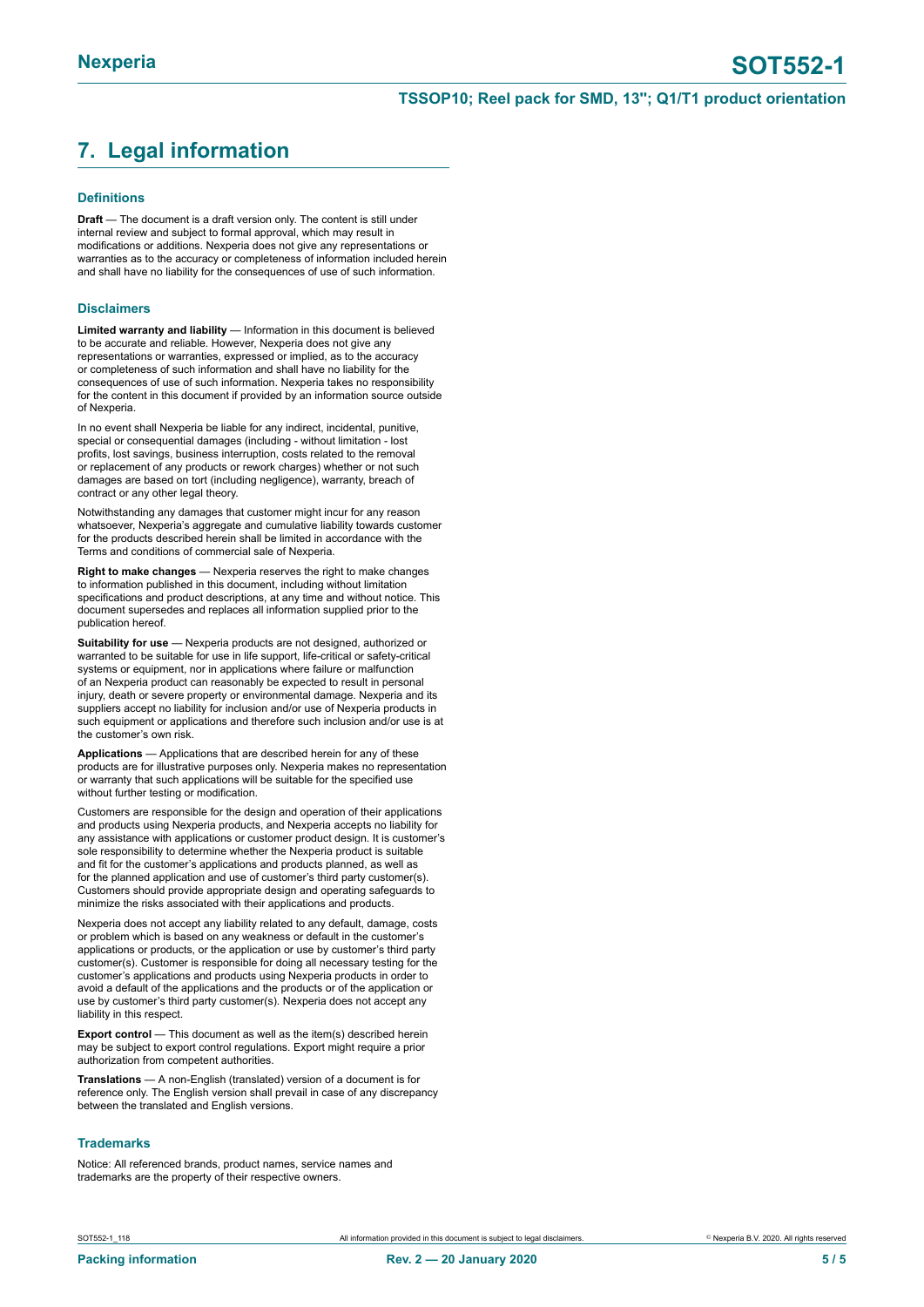## 7. Legal information

### Definitions

**Draft** — The document is a draft version only. The content is still under internal review and subject to formal approval, which may result in modifications or additions. Nexperia does not give any representations or warranties as to the accuracy or completeness of information included herein and shall have no liability for the consequences of use of such information.

### Disclaimers

**Limited warranty and liability** — Information in this document is believed to be accurate and reliable. However, Nexperia does not give any representations or warranties, expressed or implied, as to the accuracy or completeness of such information and shall have no liability for the consequences of use of such information. Nexperia takes no responsibility for the content in this document if provided by an information source outside of Nexperia.

In no event shall Nexperia be liable for any indirect, incidental, punitive, special or consequential damages (including - without limitation - lost profits, lost savings, business interruption, costs related to the removal or replacement of any products or rework charges) whether or not such damages are based on tort (including negligence), warranty, breach of contract or any other legal theory.

Notwithstanding any damages that customer might incur for any reason whatsoever, Nexperia's aggregate and cumulative liability towards customer for the products described herein shall be limited in accordance with the Terms and conditions of commercial sale of Nexperia.

**Right to make changes** — Nexperia reserves the right to make changes to information published in this document, including without limitation specifications and product descriptions, at any time and without notice. This document supersedes and replaces all information supplied prior to the publication hereof.

**Suitability for use** — Nexperia products are not designed, authorized or warranted to be suitable for use in life support, life-critical or safety-critical systems or equipment, nor in applications where failure or malfunction of an Nexperia product can reasonably be expected to result in personal injury, death or severe property or environmental damage. Nexperia and its suppliers accept no liability for inclusion and/or use of Nexperia products in such equipment or applications and therefore such inclusion and/or use is at the customer's own risk.

**Applications** — Applications that are described herein for any of these products are for illustrative purposes only. Nexperia makes no representation or warranty that such applications will be suitable for the specified use without further testing or modification.

Customers are responsible for the design and operation of their applications and products using Nexperia products, and Nexperia accepts no liability for any assistance with applications or customer product design. It is customer's sole responsibility to determine whether the Nexperia product is suitable and fit for the customer's applications and products planned, as well as for the planned application and use of customer's third party customer(s). Customers should provide appropriate design and operating safeguards to minimize the risks associated with their applications and products.

Nexperia does not accept any liability related to any default, damage, costs or problem which is based on any weakness or default in the customer's applications or products, or the application or use by customer's third party customer(s). Customer is responsible for doing all necessary testing for the customer's applications and products using Nexperia products in order to avoid a default of the applications and the products or of the application or use by customer's third party customer(s). Nexperia does not accept any liability in this respect.

**Export control** — This document as well as the item(s) described herein may be subject to export control regulations. Export might require a prior authorization from competent authorities.

**Translations** — A non-English (translated) version of a document is for reference only. The English version shall prevail in case of any discrepancy between the translated and English versions.

### Trademarks

Notice: All referenced brands, product names, service names and trademarks are the property of their respective owners.